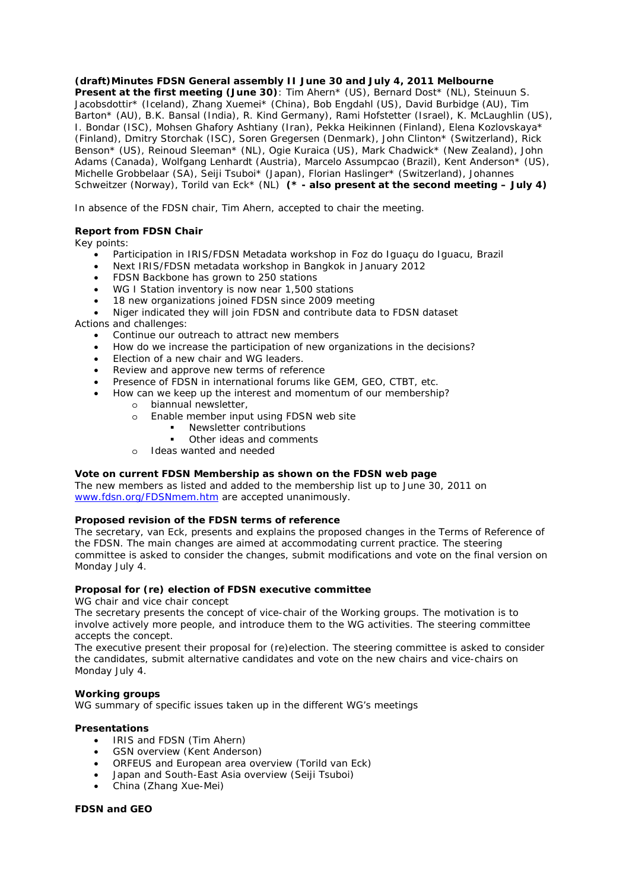**(draft)Minutes FDSN General assembly II June 30 and July 4, 2011 Melbourne**

**Present at the first meeting (June 30)**: Tim Ahern* (US), Bernard Dost* (NL), Steinuun S. Jacobsdottir* (Iceland), Zhang Xuemei* (China), Bob Engdahl (US), David Burbidge (AU), Tim Barton* (AU), B.K. Bansal (India), R. Kind Germany), Rami Hofstetter (Isreal), K. McLaughlin (US), I. Bondar (ISC), Mohsen Ghafory Ashtiany (Iran), Pekka Heikinnen (Finland), Elena Kozlovskaya* (Finland), Dmitry Storchak (ISC), Soren Gregersen (Denmark), John Clinton* (Switzerland), Rick Benson* (US), Reinoud Sleeman* (NL), Ogie Kuraica (US), Mark Chadwick* (New Zealand), John Adams (Canada), Wolfgang Lenhardt (Austria), Marcelo Assumpcao (Brazil), Kent Anderson* (US), Michelle Grobbelaar (SA), Seiji Tsuboi* (Japan), Florian Haslinger* (Switzerland), Johannes Schweitzer (Norway), Torild van Eck* (NL) **(* - also present at the second meeting – July 4)**

In absence of the FDSN chair, Tim Ahern, accepted to chair the meeting.

**Report from FDSN Chair**

Key points:

- Participation in IRIS/FDSN Metadata workshop in Foz do Iguaçu do Iguacu, Brazil
- Next IRIS/FDSN metadata workshop in Bangkok in January 2012
- FDSN Backbone has grown to 250 stations
- WG I Station inventory is now near 1,500 stations
- 18 new organizations joined FDSN since 2009 meeting
- Niger indicated they will join FDSN and contribute data to FDSN dataset

Actions and challenges:

- Continue our outreach to attract new members
- How do we increase the participation of new organizations in the decisions?
- Election of a new chair and WG leaders.
- Review and approve new terms of reference
- Presence of FDSN in international forums like GEM, GEO, CTBT, etc.
- How can we keep up the interest and momentum of our membership?
  - biannual newsletter,
  - Enable member input using FDSN web site
    - Newsletter contributions
    - Other ideas and comments
  - Ideas wanted and needed

**Vote on current FDSN Membership as shown on the FDSN web page**

The new members as listed and added to the membership list up to June 30, 2011 on www.fdsn.org/FDSNmem.htm are accepted unanimously.

**Proposed revision of the FDSN terms of reference**

The secretary, van Eck, presents and explains the proposed changes in the Terms of Reference of the FDSN. The main changes are aimed at accommodating current practice. The steering committee is asked to consider the changes, submit modifications and vote on the final version on Monday July 4.

**Proposal for (re) election of FDSN executive committee**

WG chair and vice chair concept

The secretary presents the concept of vice-chair of the Working groups. The motivation is to involve actively more people, and introduce them to the WG activities. The steering committee accepts the concept.

The executive present their proposal for (re)election. The steering committee is asked to consider the candidates, submit alternative candidates and vote on the new chairs and vice-chairs on Monday July 4.

**Working groups**

WG summary of specific issues taken up in the different WG's meetings

**Presentations**

- IRIS and FDSN (Tim Ahern)
- GSN overview (Kent Anderson)
- ORFEUS and European area overview (Torild van Eck)
- Japan and South-East Asia overview (Seiji Tsuboi)
- China (Zhang Xue-Mei)

**FDSN and GEO**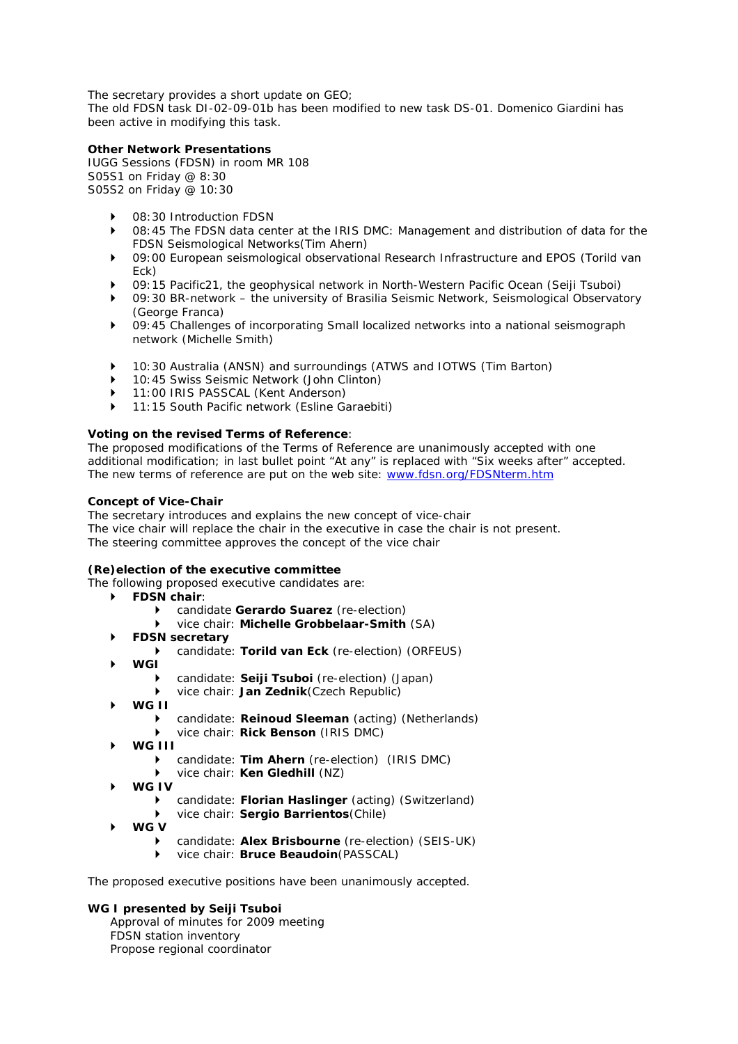The secretary provides a short update on GEO;
The old FDSN task DI-02-09-01b has been modified to new task DS-01. Domenico Giardini has been active in modifying this task.

**Other Network Presentations**
IUGG Sessions (FDSN) in room MR 108
S05S1 on Friday @ 8:30
S05S2 on Friday @ 10:30

- 08:30 Introduction FDSN
- 08:45 The FDSN data center at the IRIS DMC: Management and distribution of data for the FDSN Seismological Networks(Tim Ahern)
- 09:00 European seismological observational Research Infrastructure and EPOS (Torild van Eck)
- 09:15 Pacific21, the geophysical network in North-Western Pacific Ocean (Seiji Tsuboi)
- 09:30 BR-network – the university of Brasilia Seismic Network, Seismological Observatory (George Franca)
- 09:45 Challenges of incorporating Small localized networks into a national seismograph network (Michelle Smith)

- 10:30 Australia (ANSN) and surroundings (ATWS and IOTWS (Tim Barton)
- 10:45 Swiss Seismic Network (John Clinton)
- 11:00 IRIS PASSCAL (Kent Anderson)
- 11:15 South Pacific network (Esline Garaebiti)

**Voting on the revised Terms of Reference**:
The proposed modifications of the Terms of Reference are unanimously accepted with one additional modification; in last bullet point "At any" is replaced with "Six weeks after" accepted.
The new terms of reference are put on the web site: [www.fdsn.org/FDSNterm.htm](www.fdsn.org/FDSNterm.htm)

**Concept of Vice-Chair**
The secretary introduces and explains the new concept of vice-chair
The vice chair will replace the chair in the executive in case the chair is not present.
The steering committee approves the concept of the vice chair

**(Re)election of the executive committee**
The following proposed executive candidates are:

- **FDSN chair**:
  - candidate **Gerardo Suarez** (re-election)
  - vice chair: **Michelle Grobbelaar-Smith** (SA)
- **FDSN secretary**
  - candidate: **Torild van Eck** (re-election) (ORFEUS)
- **WGI**
  - candidate: **Seiji Tsuboi** (re-election) (Japan)
  - vice chair: **Jan Zednik**(Czech Republic)
- **WG II**
  - candidate: **Reinoud Sleeman** (acting) (Netherlands)
  - vice chair: **Rick Benson** (IRIS DMC)
- **WG III**
  - candidate: **Tim Ahern** (re-election) (IRIS DMC)
  - vice chair: **Ken Gledhill** (NZ)
- **WG IV**
  - candidate: **Florian Haslinger** (acting) (Switzerland)
  - vice chair: **Sergio Barrientos**(Chile)
- **WG V**
  - candidate: **Alex Brisbourne** (re-election) (SEIS-UK)
  - vice chair: **Bruce Beaudoin**(PASSCAL)

The proposed executive positions have been unanimously accepted.

**WG I presented by Seiji Tsuboi**
Approval of minutes for 2009 meeting
FDSN station inventory
Propose regional coordinator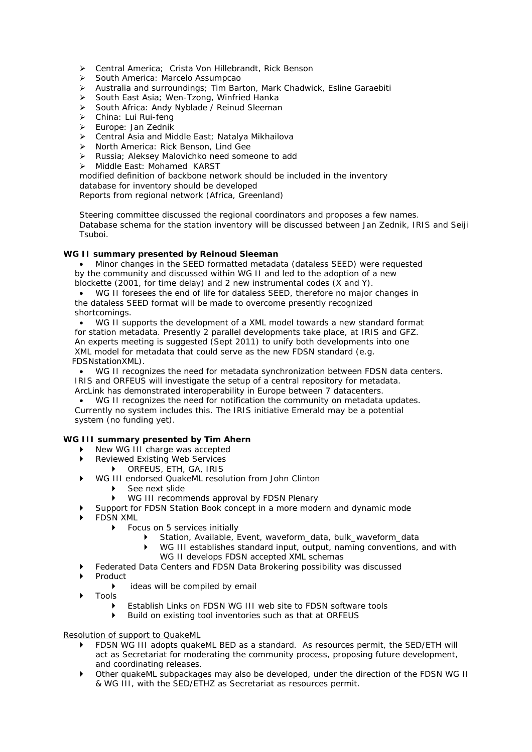- Central America; Crista Von Hillebrandt, Rick Benson
- South America: Marcelo Assumpcao
- Australia and surroundings; Tim Barton, Mark Chadwick, Esline Garaebiti
- South East Asia; Wen-Tzong, Winfried Hanka
- South Africa: Andy Nyblade / Reinud Sleeman
- China: Lui Rui-feng
- Europe: Jan Zednik
- Central Asia and Middle East; Natalya Mikhailova
- North America: Rick Benson, Lind Gee
- Russia; Aleksey Malovichko need someone to add
- Middle East: Mohamed KARST

modified definition of backbone network should be included in the inventory
database for inventory should be developed
Reports from regional network (Africa, Greenland)

Steering committee discussed the regional coordinators and proposes a few names. Database schema for the station inventory will be discussed between Jan Zednik, IRIS and Seiji Tsuboi.

**WG II summary presented by Reinoud Sleeman**

- Minor changes in the SEED formatted metadata (dataless SEED) were requested by the community and discussed within WG II and led to the adoption of a new blockette (2001, for time delay) and 2 new instrumental codes (X and Y).
- WG II foresees the end of life for dataless SEED, therefore no major changes in the dataless SEED format will be made to overcome presently recognized shortcomings.
- WG II supports the development of a XML model towards a new standard format for station metadata. Presently 2 parallel developments take place, at IRIS and GFZ. An experts meeting is suggested (Sept 2011) to unify both developments into one XML model for metadata that could serve as the new FDSN standard (e.g. FDSNstationXML).
- WG II recognizes the need for metadata synchronization between FDSN data centers. IRIS and ORFEUS will investigate the setup of a central repository for metadata. ArcLink has demonstrated interoperability in Europe between 7 datacenters.
- WG II recognizes the need for notification the community on metadata updates. Currently no system includes this. The IRIS initiative Emerald may be a potential system (no funding yet).

**WG III summary presented by Tim Ahern**

- New WG III charge was accepted
- Reviewed Existing Web Services
  - ORFEUS, ETH, GA, IRIS
- WG III endorsed QuakeML resolution from John Clinton
  - See next slide
  - WG III recommends approval by FDSN Plenary
- Support for FDSN Station Book concept in a more modern and dynamic mode
- FDSN XML
  - Focus on 5 services initially
    - Station, Available, Event, waveform_data, bulk_waveform_data
    - WG III establishes standard input, output, naming conventions, and with WG II develops FDSN accepted XML schemas
- Federated Data Centers and FDSN Data Brokering possibility was discussed
- Product
  - ideas will be compiled by email
- Tools
  - Establish Links on FDSN WG III web site to FDSN software tools
  - Build on existing tool inventories such as that at ORFEUS

<u>Resolution of support to QuakeML</u>

- FDSN WG III adopts quakeML BED as a standard. As resources permit, the SED/ETH will act as Secretariat for moderating the community process, proposing future development, and coordinating releases.
- Other quakeML subpackages may also be developed, under the direction of the FDSN WG II & WG III, with the SED/ETHZ as Secretariat as resources permit.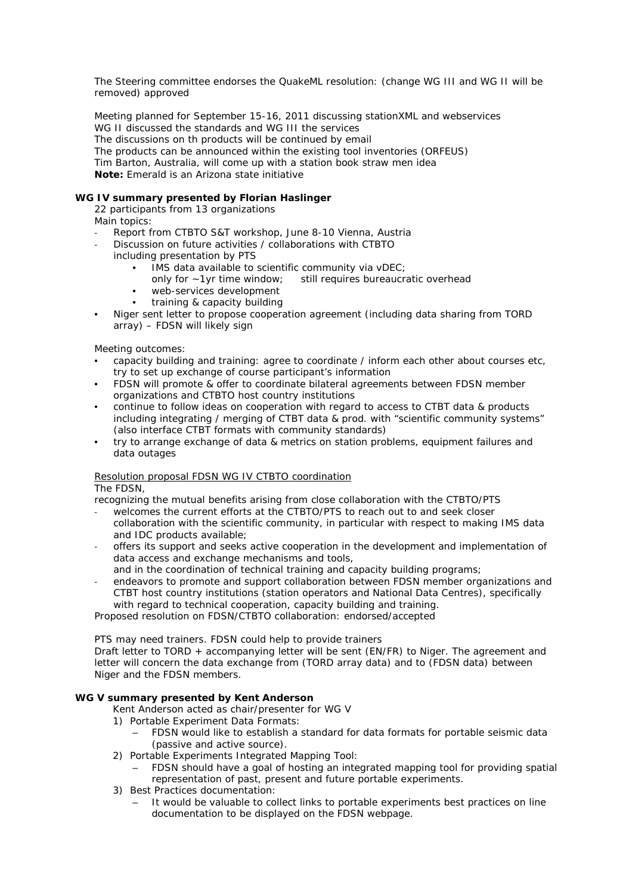The Steering committee endorses the QuakeML resolution: (change WG III and WG II will be removed) approved

Meeting planned for September 15-16, 2011 discussing stationXML and webservices
WG II discussed the standards and WG III the services
The discussions on th products will be continued by email
The products can be announced within the existing tool inventories (ORFEUS)
Tim Barton, Australia, will come up with a station book straw men idea
**Note:** Emerald is an Arizona state initiative

**WG IV summary presented by Florian Haslinger**

22 participants from 13 organizations
Main topics:

- Report from CTBTO S&T workshop, June 8-10 Vienna, Austria
- Discussion on future activities / collaborations with CTBTO including presentation by PTS
  - IMS data available to scientific community via vDEC; only for ~1yr time window; still requires bureaucratic overhead
  - web-services development
  - training & capacity building
- Niger sent letter to propose cooperation agreement (including data sharing from TORD array) – FDSN will likely sign

Meeting outcomes:

- capacity building and training: agree to coordinate / inform each other about courses etc, try to set up exchange of course participant's information
- FDSN will promote & offer to coordinate bilateral agreements between FDSN member organizations and CTBTO host country institutions
- continue to follow ideas on cooperation with regard to access to CTBT data & products including integrating / merging of CTBT data & prod. with "scientific community systems" (also interface CTBT formats with community standards)
- try to arrange exchange of data & metrics on station problems, equipment failures and data outages

Resolution proposal FDSN WG IV CTBTO coordination
The FDSN,
recognizing the mutual benefits arising from close collaboration with the CTBTO/PTS

- welcomes the current efforts at the CTBTO/PTS to reach out to and seek closer collaboration with the scientific community, in particular with respect to making IMS data and IDC products available;
- offers its support and seeks active cooperation in the development and implementation of data access and exchange mechanisms and tools, and in the coordination of technical training and capacity building programs;
- endeavors to promote and support collaboration between FDSN member organizations and CTBT host country institutions (station operators and National Data Centres), specifically with regard to technical cooperation, capacity building and training.

Proposed resolution on FDSN/CTBTO collaboration: endorsed/accepted

PTS may need trainers. FDSN could help to provide trainers
Draft letter to TORD + accompanying letter will be sent (EN/FR) to Niger. The agreement and letter will concern the data exchange from (TORD array data) and to (FDSN data) between Niger and the FDSN members.

**WG V summary presented by Kent Anderson**

Kent Anderson acted as chair/presenter for WG V

1) Portable Experiment Data Formats:
   - FDSN would like to establish a standard for data formats for portable seismic data (passive and active source).
2) Portable Experiments Integrated Mapping Tool:
   - FDSN should have a goal of hosting an integrated mapping tool for providing spatial representation of past, present and future portable experiments.
3) Best Practices documentation:
   - It would be valuable to collect links to portable experiments best practices on line documentation to be displayed on the FDSN webpage.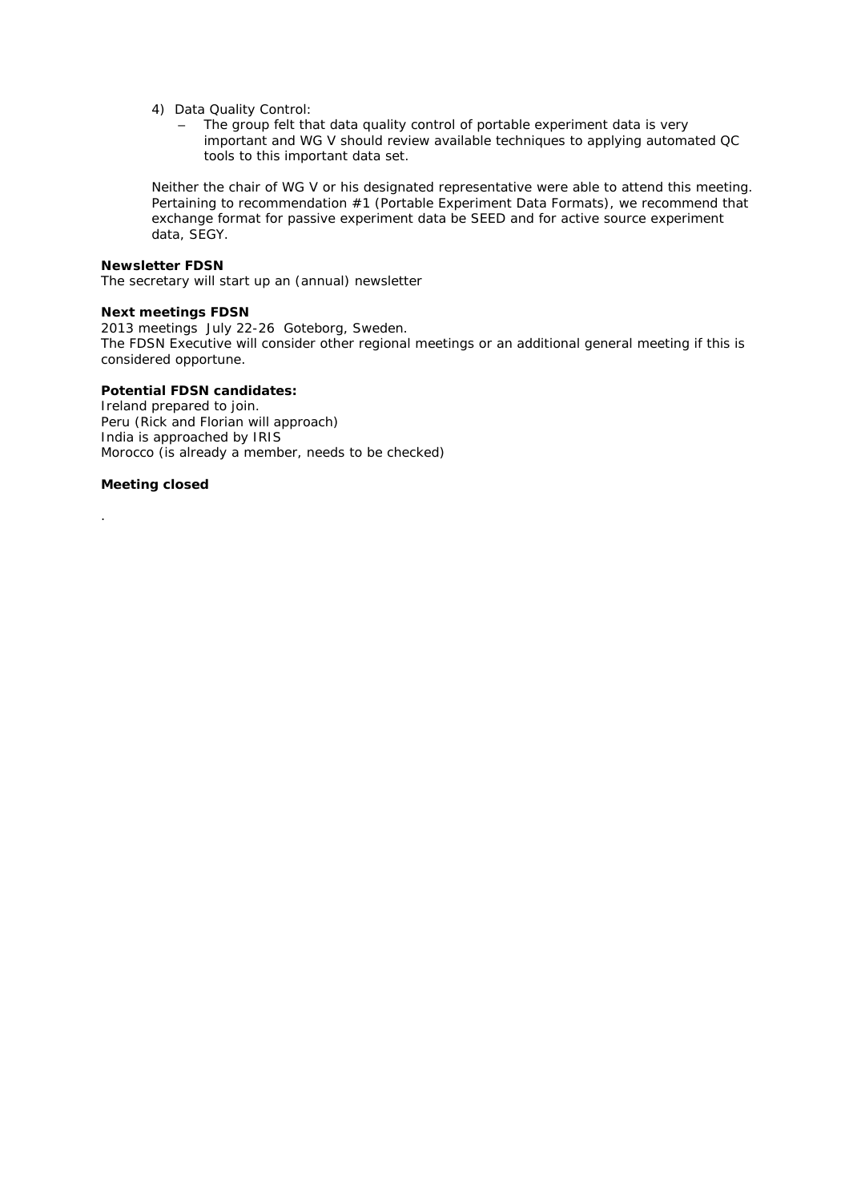4) Data Quality Control:
   - The group felt that data quality control of portable experiment data is very important and WG V should review available techniques to applying automated QC tools to this important data set.

Neither the chair of WG V or his designated representative were able to attend this meeting. Pertaining to recommendation #1 (Portable Experiment Data Formats), we recommend that exchange format for passive experiment data be SEED and for active source experiment data, SEGY.

**Newsletter FDSN**

The secretary will start up an (annual) newsletter

**Next meetings FDSN**

2013 meetings July 22-26 Goteborg, Sweden.
The FDSN Executive will consider other regional meetings or an additional general meeting if this is considered opportune.

**Potential FDSN candidates:**

Ireland prepared to join.
Peru (Rick and Florian will approach)
India is approached by IRIS
Morocco (is already a member, needs to be checked)

**Meeting closed**

.